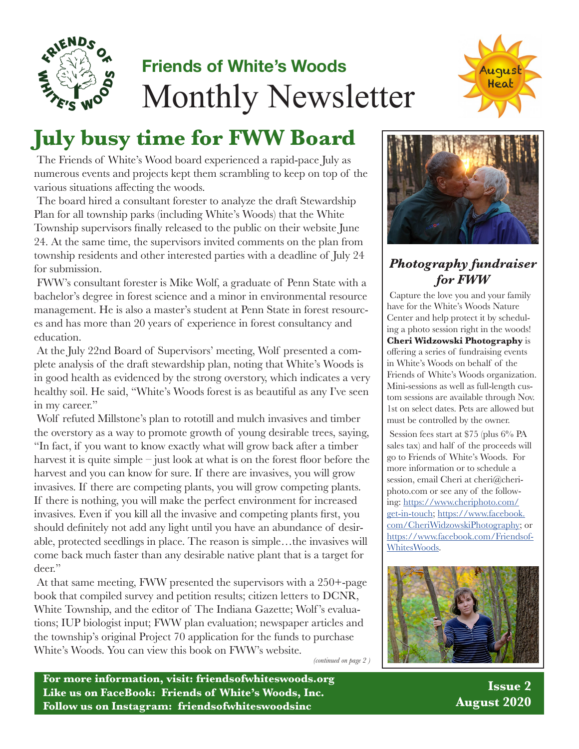# Friends of White's Woods Monthly Newsletter

August Heat

## July busy time for FWW Board

The Friends of White's Wood board experienced a rapid-pace July as numerous events and projects kept them scrambling to keep on top of the various situations affecting the woods.

The board hired a consultant forester to analyze the draft Stewardship Plan for all township parks (including White's Woods) that the White Township supervisors finally released to the public on their website June 24. At the same time, the supervisors invited comments on the plan from township residents and other interested parties with a deadline of July 24 for submission.

FWW's consultant forester is Mike Wolf, a graduate of Penn State with a bachelor's degree in forest science and a minor in environmental resource management. He is also a master's student at Penn State in forest resources and has more than 20 years of experience in forest consultancy and education.

At the July 22nd Board of Supervisors' meeting, Wolf presented a complete analysis of the draft stewardship plan, noting that White's Woods is in good health as evidenced by the strong overstory, which indicates a very healthy soil. He said, "White's Woods forest is as beautiful as any I've seen in my career."

Wolf refuted Millstone's plan to rototill and mulch invasives and timber the overstory as a way to promote growth of young desirable trees, saying, "In fact, if you want to know exactly what will grow back after a timber harvest it is quite simple – just look at what is on the forest floor before the harvest and you can know for sure. If there are invasives, you will grow invasives. If there are competing plants, you will grow competing plants. If there is nothing, you will make the perfect environment for increased invasives. Even if you kill all the invasive and competing plants first, you should definitely not add any light until you have an abundance of desirable, protected seedlings in place. The reason is simple…the invasives will come back much faster than any desirable native plant that is a target for deer."

At that same meeting, FWW presented the supervisors with a 250+-page book that compiled survey and petition results; citizen letters to DCNR, White Township, and the editor of The Indiana Gazette; Wolf's evaluations; IUP biologist input; FWW plan evaluation; newspaper articles and the township's original Project 70 application for the funds to purchase White's Woods. You can view this book on FWW's website.

*(continued on page 2 )*

### *Photography fundraiser for FWW*

Capture the love you and your family have for the White's Woods Nature Center and help protect it by scheduling a photo session right in the woods! **Cheri Widzowski Photography** is offering a series of fundraising events in White's Woods on behalf of the Friends of White's Woods organization. Mini-sessions as well as full-length custom sessions are available through Nov. 1st on select dates. Pets are allowed but must be controlled by the owner.

Session fees start at $75 (plus 6% PA sales tax) and half of the proceeds will go to Friends of White's Woods. For more information or to schedule a session, email Cheri at cheri@cheriphoto.com or see any of the following: https://www.cheriphoto.com/get-in-touch; https://www.facebook.com/CheriWidzowskiPhotography; or https://www.facebook.com/FriendsofWhitesWoods.

**For more information, visit: friendsofwhiteswoods.org**
**Like us on FaceBook: Friends of White's Woods, Inc.**
**Follow us on Instagram: friendsofwhiteswoodsinc**

**Issue 2**
**August 2020**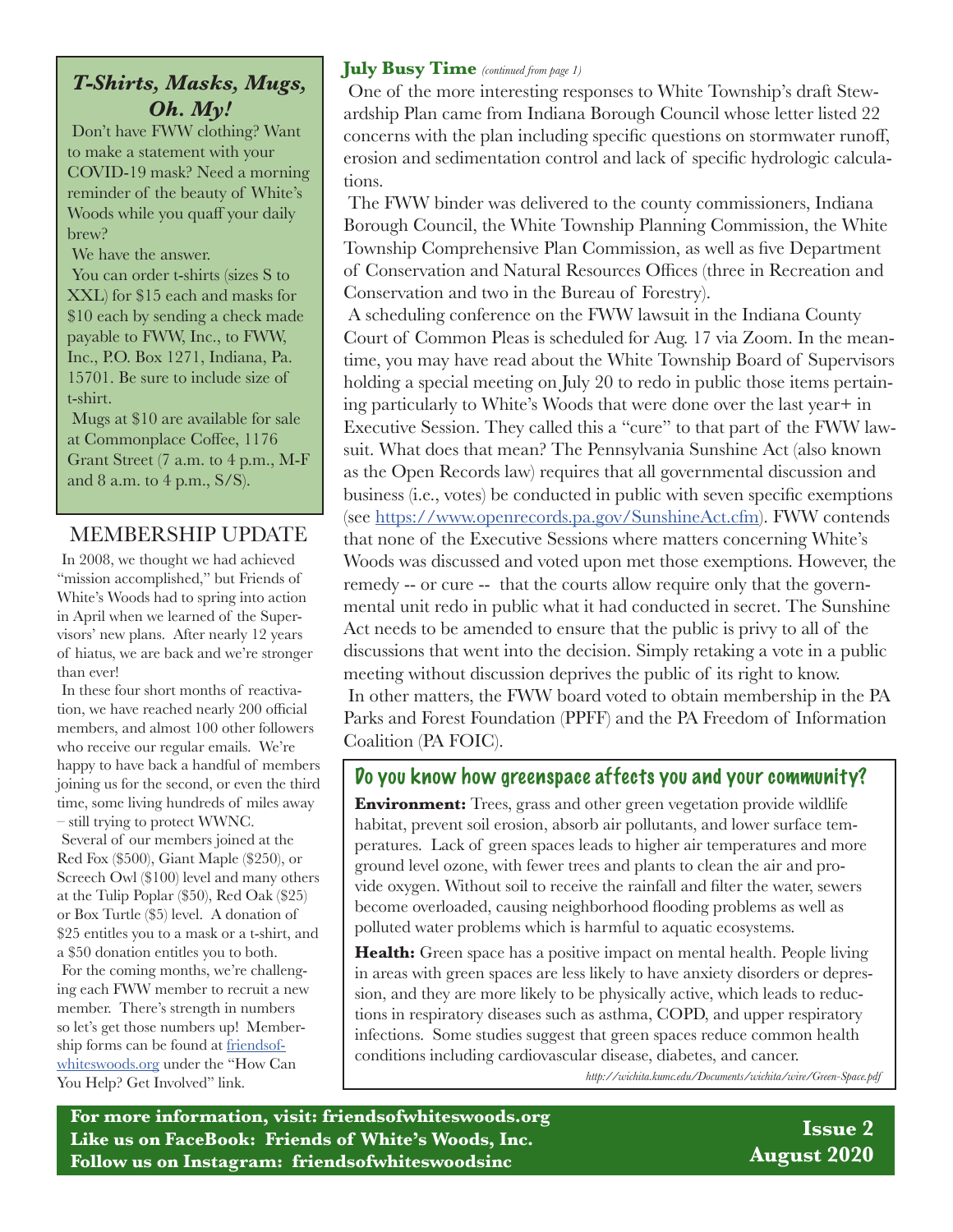### *T-Shirts, Masks, Mugs, Oh. My!*

Don't have FWW clothing? Want to make a statement with your COVID-19 mask? Need a morning reminder of the beauty of White's Woods while you quaff your daily brew?

We have the answer.

You can order t-shirts (sizes S to XXL) for $15 each and masks for $10 each by sending a check made payable to FWW, Inc., to FWW, Inc., P.O. Box 1271, Indiana, Pa. 15701. Be sure to include size of t-shirt.

Mugs at $10 are available for sale at Commonplace Coffee, 1176 Grant Street (7 a.m. to 4 p.m., M-F and 8 a.m. to 4 p.m., S/S).

## MEMBERSHIP UPDATE

In 2008, we thought we had achieved "mission accomplished," but Friends of White's Woods had to spring into action in April when we learned of the Supervisors' new plans. After nearly 12 years of hiatus, we are back and we're stronger than ever!

In these four short months of reactivation, we have reached nearly 200 official members, and almost 100 other followers who receive our regular emails. We're happy to have back a handful of members joining us for the second, or even the third time, some living hundreds of miles away – still trying to protect WWNC.

Several of our members joined at the Red Fox ($500), Giant Maple ($250), or Screech Owl ($100) level and many others at the Tulip Poplar ($50), Red Oak ($25) or Box Turtle ($5) level. A donation of $25 entitles you to a mask or a t-shirt, and a $50 donation entitles you to both.

For the coming months, we're challenging each FWW member to recruit a new member. There's strength in numbers so let's get those numbers up! Membership forms can be found at friendsofwhiteswoods.org under the "How Can You Help? Get Involved" link.

### July Busy Time *(continued from page 1)*

One of the more interesting responses to White Township's draft Stewardship Plan came from Indiana Borough Council whose letter listed 22 concerns with the plan including specific questions on stormwater runoff, erosion and sedimentation control and lack of specific hydrologic calculations.

The FWW binder was delivered to the county commissioners, Indiana Borough Council, the White Township Planning Commission, the White Township Comprehensive Plan Commission, as well as five Department of Conservation and Natural Resources Offices (three in Recreation and Conservation and two in the Bureau of Forestry).

A scheduling conference on the FWW lawsuit in the Indiana County Court of Common Pleas is scheduled for Aug. 17 via Zoom. In the meantime, you may have read about the White Township Board of Supervisors holding a special meeting on July 20 to redo in public those items pertaining particularly to White's Woods that were done over the last year+ in Executive Session. They called this a "cure" to that part of the FWW lawsuit. What does that mean? The Pennsylvania Sunshine Act (also known as the Open Records law) requires that all governmental discussion and business (i.e., votes) be conducted in public with seven specific exemptions (see https://www.openrecords.pa.gov/SunshineAct.cfm). FWW contends that none of the Executive Sessions where matters concerning White's Woods was discussed and voted upon met those exemptions. However, the remedy -- or cure -- that the courts allow require only that the governmental unit redo in public what it had conducted in secret. The Sunshine Act needs to be amended to ensure that the public is privy to all of the discussions that went into the decision. Simply retaking a vote in a public meeting without discussion deprives the public of its right to know.

In other matters, the FWW board voted to obtain membership in the PA Parks and Forest Foundation (PPFF) and the PA Freedom of Information Coalition (PA FOIC).

### Do you know how greenspace affects you and your community?

**Environment:** Trees, grass and other green vegetation provide wildlife habitat, prevent soil erosion, absorb air pollutants, and lower surface temperatures. Lack of green spaces leads to higher air temperatures and more ground level ozone, with fewer trees and plants to clean the air and provide oxygen. Without soil to receive the rainfall and filter the water, sewers become overloaded, causing neighborhood flooding problems as well as polluted water problems which is harmful to aquatic ecosystems.

**Health:** Green space has a positive impact on mental health. People living in areas with green spaces are less likely to have anxiety disorders or depression, and they are more likely to be physically active, which leads to reductions in respiratory diseases such as asthma, COPD, and upper respiratory infections. Some studies suggest that green spaces reduce common health conditions including cardiovascular disease, diabetes, and cancer.

*http://wichita.kumc.edu/Documents/wichita/wire/Green-Space.pdf*

**For more information, visit: friendsofwhiteswoods.org**
**Like us on FaceBook: Friends of White's Woods, Inc.**
**Follow us on Instagram: friendsofwhiteswoodsinc**

**Issue 2**
**August 2020**